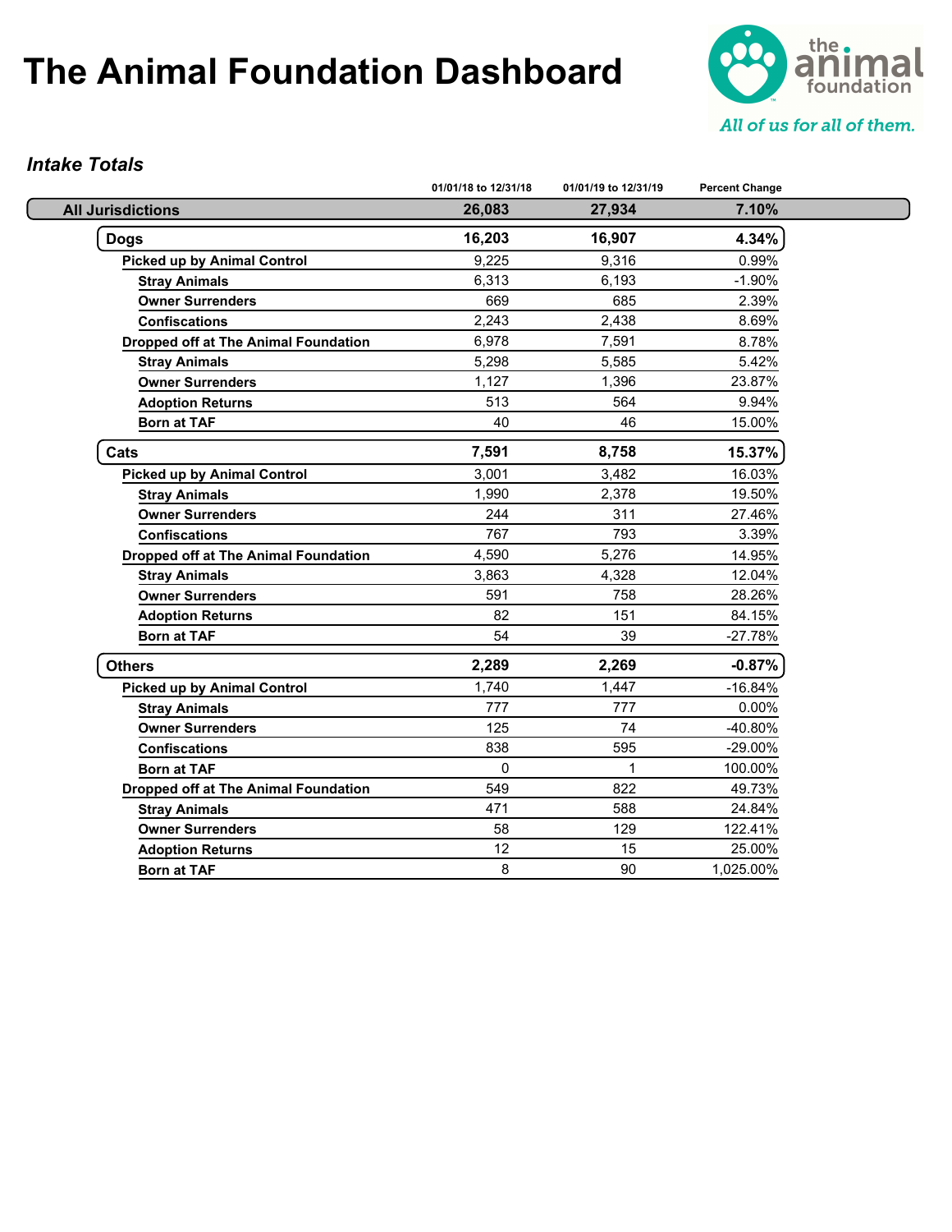# The Animal Foundation Dashboard

the animal foundation

*All of us for all of them.*

### *Intake Totals*

| | 01/01/18 to 12/31/18 | 01/01/19 to 12/31/19 | Percent Change |
|---|---|---|---|
| **All Jurisdictions** | **26,083** | **27,934** | **7.10%** |
| **Dogs** | **16,203** | **16,907** | **4.34%** |
| **Picked up by Animal Control** | 9,225 | 9,316 | 0.99% |
| **Stray Animals** | 6,313 | 6,193 | -1.90% |
| **Owner Surrenders** | 669 | 685 | 2.39% |
| **Confiscations** | 2,243 | 2,438 | 8.69% |
| **Dropped off at The Animal Foundation** | 6,978 | 7,591 | 8.78% |
| **Stray Animals** | 5,298 | 5,585 | 5.42% |
| **Owner Surrenders** | 1,127 | 1,396 | 23.87% |
| **Adoption Returns** | 513 | 564 | 9.94% |
| **Born at TAF** | 40 | 46 | 15.00% |
| **Cats** | **7,591** | **8,758** | **15.37%** |
| **Picked up by Animal Control** | 3,001 | 3,482 | 16.03% |
| **Stray Animals** | 1,990 | 2,378 | 19.50% |
| **Owner Surrenders** | 244 | 311 | 27.46% |
| **Confiscations** | 767 | 793 | 3.39% |
| **Dropped off at The Animal Foundation** | 4,590 | 5,276 | 14.95% |
| **Stray Animals** | 3,863 | 4,328 | 12.04% |
| **Owner Surrenders** | 591 | 758 | 28.26% |
| **Adoption Returns** | 82 | 151 | 84.15% |
| **Born at TAF** | 54 | 39 | -27.78% |
| **Others** | **2,289** | **2,269** | **-0.87%** |
| **Picked up by Animal Control** | 1,740 | 1,447 | -16.84% |
| **Stray Animals** | 777 | 777 | 0.00% |
| **Owner Surrenders** | 125 | 74 | -40.80% |
| **Confiscations** | 838 | 595 | -29.00% |
| **Born at TAF** | 0 | 1 | 100.00% |
| **Dropped off at The Animal Foundation** | 549 | 822 | 49.73% |
| **Stray Animals** | 471 | 588 | 24.84% |
| **Owner Surrenders** | 58 | 129 | 122.41% |
| **Adoption Returns** | 12 | 15 | 25.00% |
| **Born at TAF** | 8 | 90 | 1,025.00% |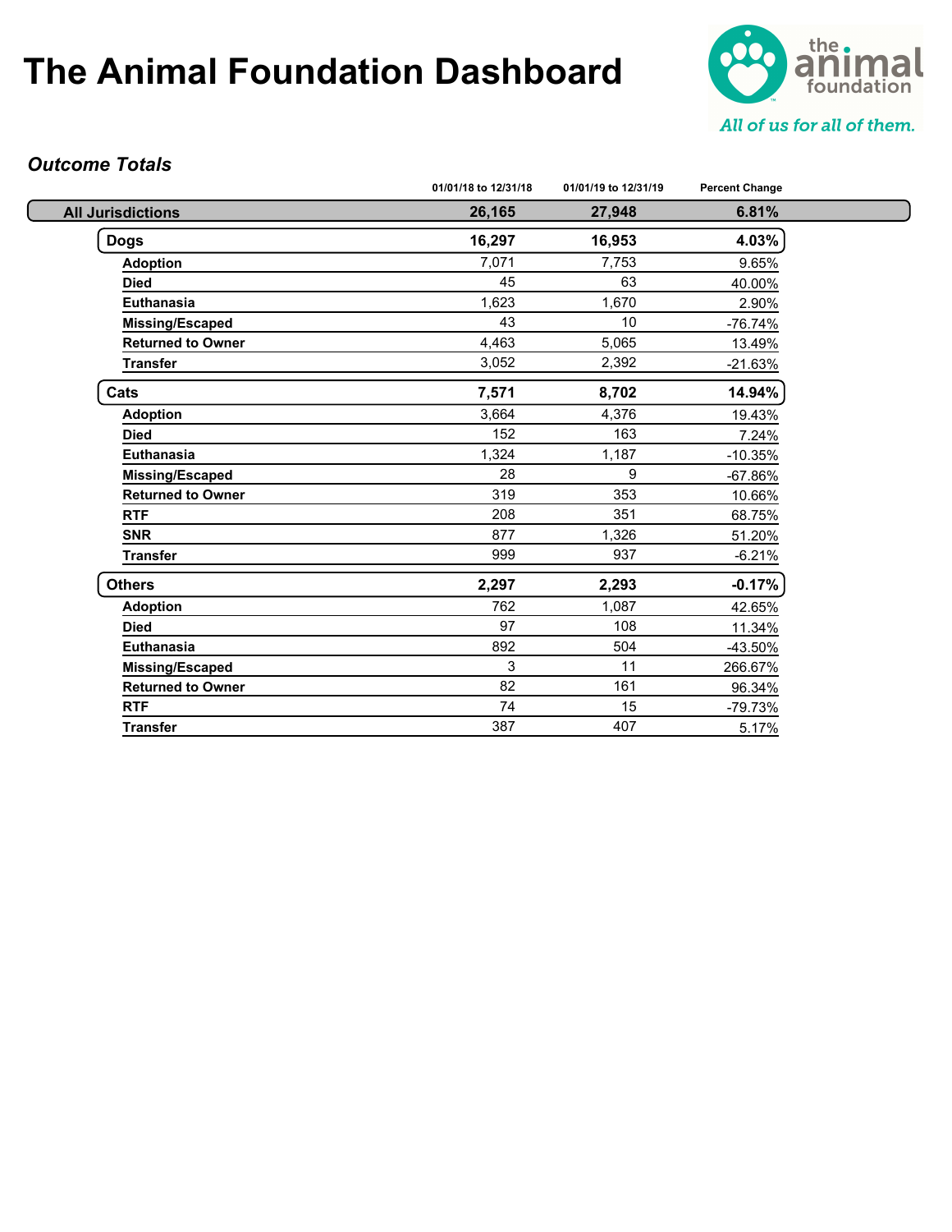# The Animal Foundation Dashboard

All of us for all of them.

### *Outcome Totals*

| | 01/01/18 to 12/31/18 | 01/01/19 to 12/31/19 | Percent Change |
|---|---|---|---|
| **All Jurisdictions** | **26,165** | **27,948** | **6.81%** |
| **Dogs** | **16,297** | **16,953** | **4.03%** |
| **Adoption** | 7,071 | 7,753 | 9.65% |
| **Died** | 45 | 63 | 40.00% |
| **Euthanasia** | 1,623 | 1,670 | 2.90% |
| **Missing/Escaped** | 43 | 10 | -76.74% |
| **Returned to Owner** | 4,463 | 5,065 | 13.49% |
| **Transfer** | 3,052 | 2,392 | -21.63% |
| **Cats** | **7,571** | **8,702** | **14.94%** |
| **Adoption** | 3,664 | 4,376 | 19.43% |
| **Died** | 152 | 163 | 7.24% |
| **Euthanasia** | 1,324 | 1,187 | -10.35% |
| **Missing/Escaped** | 28 | 9 | -67.86% |
| **Returned to Owner** | 319 | 353 | 10.66% |
| **RTF** | 208 | 351 | 68.75% |
| **SNR** | 877 | 1,326 | 51.20% |
| **Transfer** | 999 | 937 | -6.21% |
| **Others** | **2,297** | **2,293** | **-0.17%** |
| **Adoption** | 762 | 1,087 | 42.65% |
| **Died** | 97 | 108 | 11.34% |
| **Euthanasia** | 892 | 504 | -43.50% |
| **Missing/Escaped** | 3 | 11 | 266.67% |
| **Returned to Owner** | 82 | 161 | 96.34% |
| **RTF** | 74 | 15 | -79.73% |
| **Transfer** | 387 | 407 | 5.17% |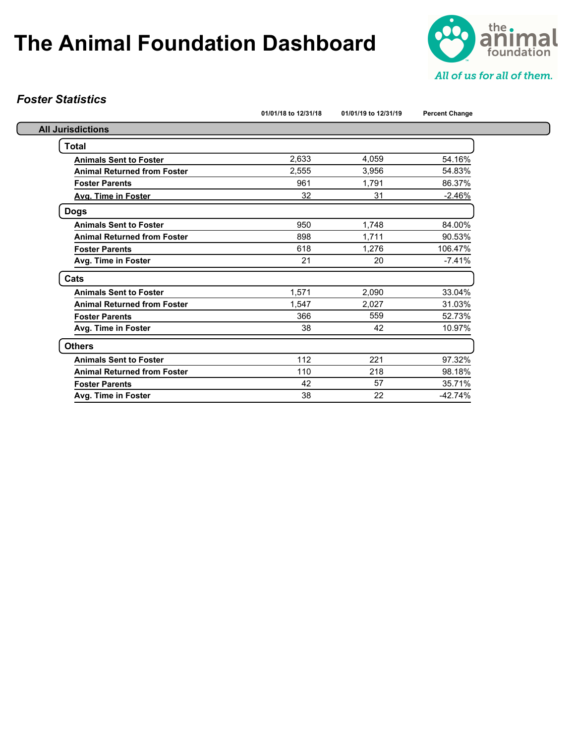# The Animal Foundation Dashboard

All of us for all of them.

## *Foster Statistics*

| | 01/01/18 to 12/31/18 | 01/01/19 to 12/31/19 | Percent Change |
|---|---|---|---|
| **All Jurisdictions** | | | |
| **Total** | | | |
| **Animals Sent to Foster** | 2,633 | 4,059 | 54.16% |
| **Animal Returned from Foster** | 2,555 | 3,956 | 54.83% |
| **Foster Parents** | 961 | 1,791 | 86.37% |
| **Avg. Time in Foster** | 32 | 31 | -2.46% |
| **Dogs** | | | |
| **Animals Sent to Foster** | 950 | 1,748 | 84.00% |
| **Animal Returned from Foster** | 898 | 1,711 | 90.53% |
| **Foster Parents** | 618 | 1,276 | 106.47% |
| **Avg. Time in Foster** | 21 | 20 | -7.41% |
| **Cats** | | | |
| **Animals Sent to Foster** | 1,571 | 2,090 | 33.04% |
| **Animal Returned from Foster** | 1,547 | 2,027 | 31.03% |
| **Foster Parents** | 366 | 559 | 52.73% |
| **Avg. Time in Foster** | 38 | 42 | 10.97% |
| **Others** | | | |
| **Animals Sent to Foster** | 112 | 221 | 97.32% |
| **Animal Returned from Foster** | 110 | 218 | 98.18% |
| **Foster Parents** | 42 | 57 | 35.71% |
| **Avg. Time in Foster** | 38 | 22 | -42.74% |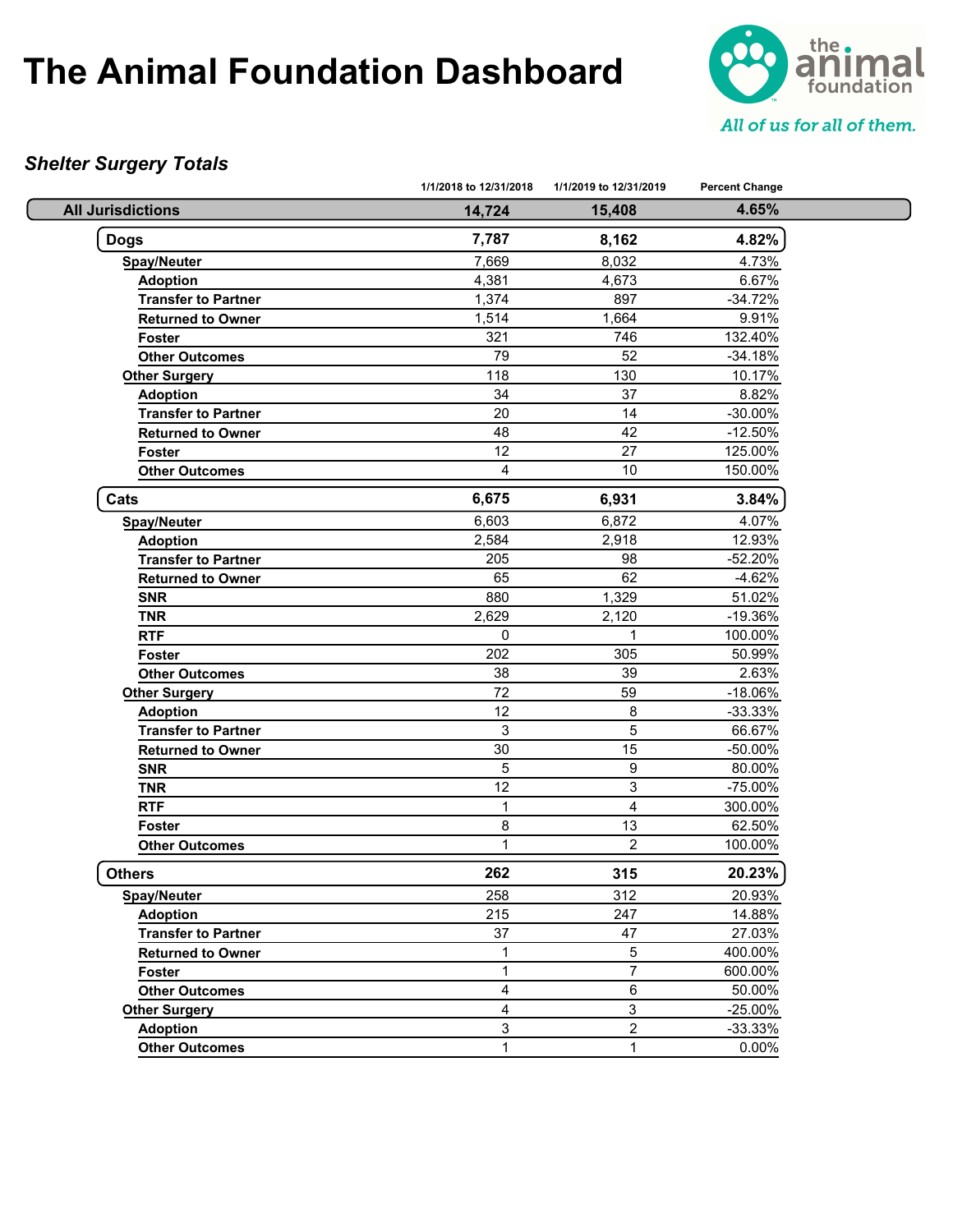# The Animal Foundation Dashboard

the animal foundation

*All of us for all of them.*

### *Shelter Surgery Totals*

| | 1/1/2018 to 12/31/2018 | 1/1/2019 to 12/31/2019 | Percent Change |
|---|---|---|---|
| **All Jurisdictions** | **14,724** | **15,408** | **4.65%** |
| **Dogs** | **7,787** | **8,162** | **4.82%** |
| **Spay/Neuter** | 7,669 | 8,032 | 4.73% |
| **Adoption** | 4,381 | 4,673 | 6.67% |
| **Transfer to Partner** | 1,374 | 897 | -34.72% |
| **Returned to Owner** | 1,514 | 1,664 | 9.91% |
| **Foster** | 321 | 746 | 132.40% |
| **Other Outcomes** | 79 | 52 | -34.18% |
| **Other Surgery** | 118 | 130 | 10.17% |
| **Adoption** | 34 | 37 | 8.82% |
| **Transfer to Partner** | 20 | 14 | -30.00% |
| **Returned to Owner** | 48 | 42 | -12.50% |
| **Foster** | 12 | 27 | 125.00% |
| **Other Outcomes** | 4 | 10 | 150.00% |
| **Cats** | **6,675** | **6,931** | **3.84%** |
| **Spay/Neuter** | 6,603 | 6,872 | 4.07% |
| **Adoption** | 2,584 | 2,918 | 12.93% |
| **Transfer to Partner** | 205 | 98 | -52.20% |
| **Returned to Owner** | 65 | 62 | -4.62% |
| **SNR** | 880 | 1,329 | 51.02% |
| **TNR** | 2,629 | 2,120 | -19.36% |
| **RTF** | 0 | 1 | 100.00% |
| **Foster** | 202 | 305 | 50.99% |
| **Other Outcomes** | 38 | 39 | 2.63% |
| **Other Surgery** | 72 | 59 | -18.06% |
| **Adoption** | 12 | 8 | -33.33% |
| **Transfer to Partner** | 3 | 5 | 66.67% |
| **Returned to Owner** | 30 | 15 | -50.00% |
| **SNR** | 5 | 9 | 80.00% |
| **TNR** | 12 | 3 | -75.00% |
| **RTF** | 1 | 4 | 300.00% |
| **Foster** | 8 | 13 | 62.50% |
| **Other Outcomes** | 1 | 2 | 100.00% |
| **Others** | **262** | **315** | **20.23%** |
| **Spay/Neuter** | 258 | 312 | 20.93% |
| **Adoption** | 215 | 247 | 14.88% |
| **Transfer to Partner** | 37 | 47 | 27.03% |
| **Returned to Owner** | 1 | 5 | 400.00% |
| **Foster** | 1 | 7 | 600.00% |
| **Other Outcomes** | 4 | 6 | 50.00% |
| **Other Surgery** | 4 | 3 | -25.00% |
| **Adoption** | 3 | 2 | -33.33% |
| **Other Outcomes** | 1 | 1 | 0.00% |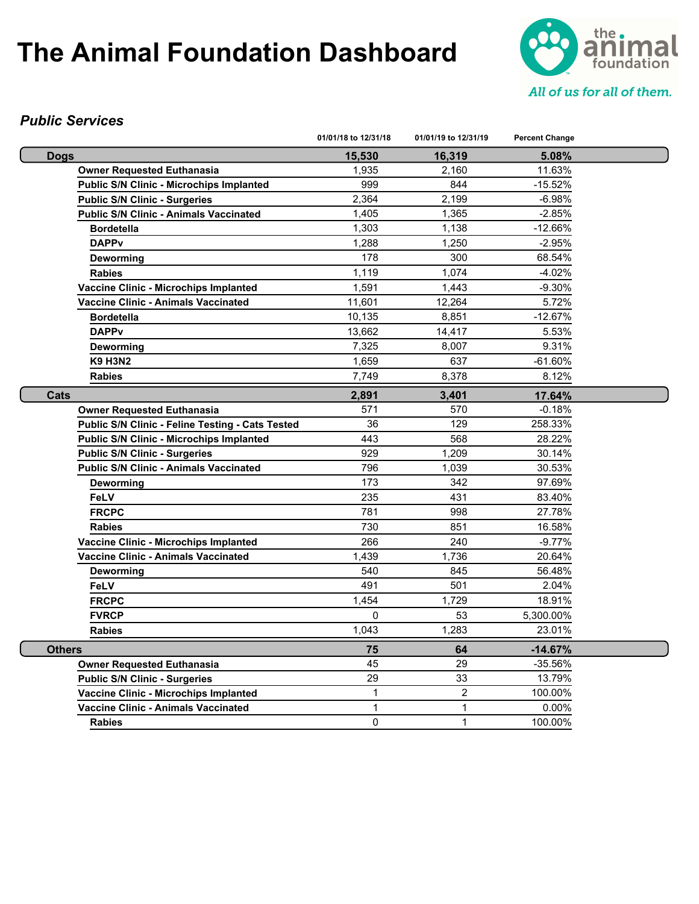# The Animal Foundation Dashboard

the animal foundation

*All of us for all of them.*

### *Public Services*

| | 01/01/18 to 12/31/18 | 01/01/19 to 12/31/19 | Percent Change |
|---|---|---|---|
| **Dogs** | **15,530** | **16,319** | **5.08%** |
| **Owner Requested Euthanasia** | 1,935 | 2,160 | 11.63% |
| **Public S/N Clinic - Microchips Implanted** | 999 | 844 | -15.52% |
| **Public S/N Clinic - Surgeries** | 2,364 | 2,199 | -6.98% |
| **Public S/N Clinic - Animals Vaccinated** | 1,405 | 1,365 | -2.85% |
| **Bordetella** | 1,303 | 1,138 | -12.66% |
| **DAPPv** | 1,288 | 1,250 | -2.95% |
| **Deworming** | 178 | 300 | 68.54% |
| **Rabies** | 1,119 | 1,074 | -4.02% |
| **Vaccine Clinic - Microchips Implanted** | 1,591 | 1,443 | -9.30% |
| **Vaccine Clinic - Animals Vaccinated** | 11,601 | 12,264 | 5.72% |
| **Bordetella** | 10,135 | 8,851 | -12.67% |
| **DAPPv** | 13,662 | 14,417 | 5.53% |
| **Deworming** | 7,325 | 8,007 | 9.31% |
| **K9 H3N2** | 1,659 | 637 | -61.60% |
| **Rabies** | 7,749 | 8,378 | 8.12% |
| **Cats** | **2,891** | **3,401** | **17.64%** |
| **Owner Requested Euthanasia** | 571 | 570 | -0.18% |
| **Public S/N Clinic - Feline Testing - Cats Tested** | 36 | 129 | 258.33% |
| **Public S/N Clinic - Microchips Implanted** | 443 | 568 | 28.22% |
| **Public S/N Clinic - Surgeries** | 929 | 1,209 | 30.14% |
| **Public S/N Clinic - Animals Vaccinated** | 796 | 1,039 | 30.53% |
| **Deworming** | 173 | 342 | 97.69% |
| **FeLV** | 235 | 431 | 83.40% |
| **FRCPC** | 781 | 998 | 27.78% |
| **Rabies** | 730 | 851 | 16.58% |
| **Vaccine Clinic - Microchips Implanted** | 266 | 240 | -9.77% |
| **Vaccine Clinic - Animals Vaccinated** | 1,439 | 1,736 | 20.64% |
| **Deworming** | 540 | 845 | 56.48% |
| **FeLV** | 491 | 501 | 2.04% |
| **FRCPC** | 1,454 | 1,729 | 18.91% |
| **FVRCP** | 0 | 53 | 5,300.00% |
| **Rabies** | 1,043 | 1,283 | 23.01% |
| **Others** | **75** | **64** | **-14.67%** |
| **Owner Requested Euthanasia** | 45 | 29 | -35.56% |
| **Public S/N Clinic - Surgeries** | 29 | 33 | 13.79% |
| **Vaccine Clinic - Microchips Implanted** | 1 | 2 | 100.00% |
| **Vaccine Clinic - Animals Vaccinated** | 1 | 1 | 0.00% |
| **Rabies** | 0 | 1 | 100.00% |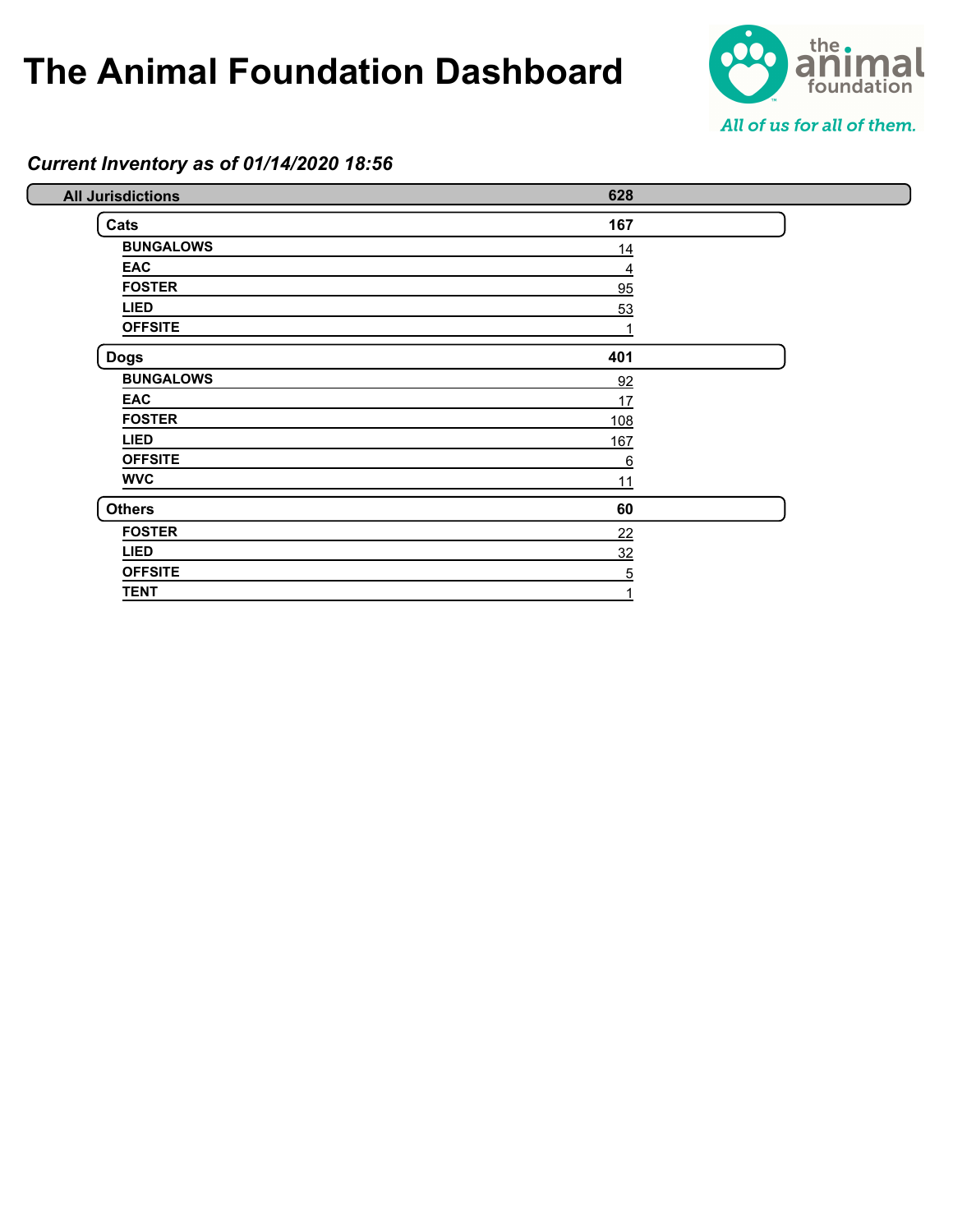# The Animal Foundation Dashboard

the animal foundation

*All of us for all of them.*

***Current Inventory as of 01/14/2020 18:56***

| **All Jurisdictions** | **628** |
|---|---|
| **Cats** | **167** |
| BUNGALOWS | 14 |
| EAC | 4 |
| FOSTER | 95 |
| LIED | 53 |
| OFFSITE | 1 |
| **Dogs** | **401** |
| BUNGALOWS | 92 |
| EAC | 17 |
| FOSTER | 108 |
| LIED | 167 |
| OFFSITE | 6 |
| WVC | 11 |
| **Others** | **60** |
| FOSTER | 22 |
| LIED | 32 |
| OFFSITE | 5 |
| TENT | 1 |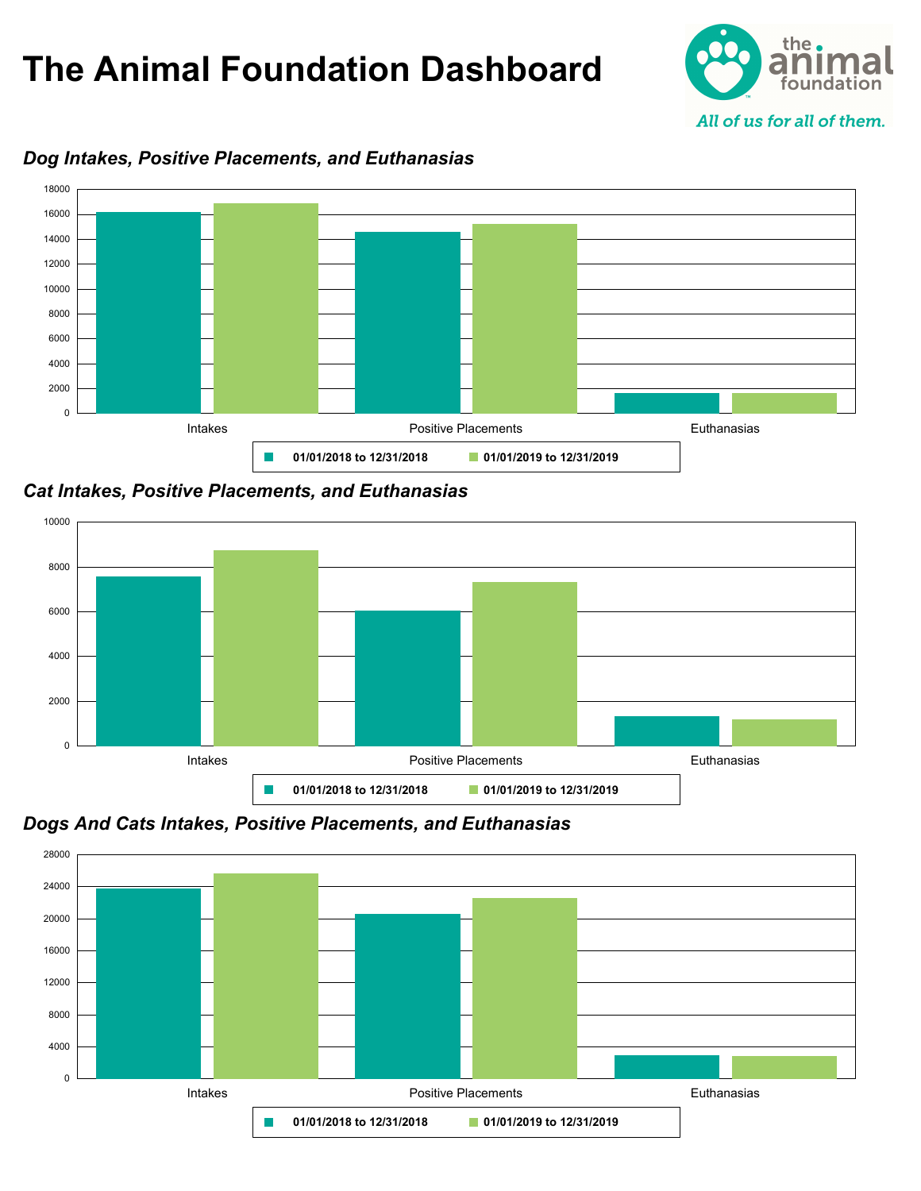# The Animal Foundation Dashboard

the animal foundation

*All of us for all of them.*

### *Dog Intakes, Positive Placements, and Euthanasias*

18000
16000
14000
12000
10000
8000
6000
4000
2000
0

Intakes | Positive Placements | Euthanasias

**01/01/2018 to 12/31/2018** **01/01/2019 to 12/31/2019**

### *Cat Intakes, Positive Placements, and Euthanasias*

10000
8000
6000
4000
2000
0

Intakes | Positive Placements | Euthanasias

**01/01/2018 to 12/31/2018** **01/01/2019 to 12/31/2019**

### *Dogs And Cats Intakes, Positive Placements, and Euthanasias*

28000
24000
20000
16000
12000
8000
4000
0

Intakes | Positive Placements | Euthanasias

**01/01/2018 to 12/31/2018** **01/01/2019 to 12/31/2019**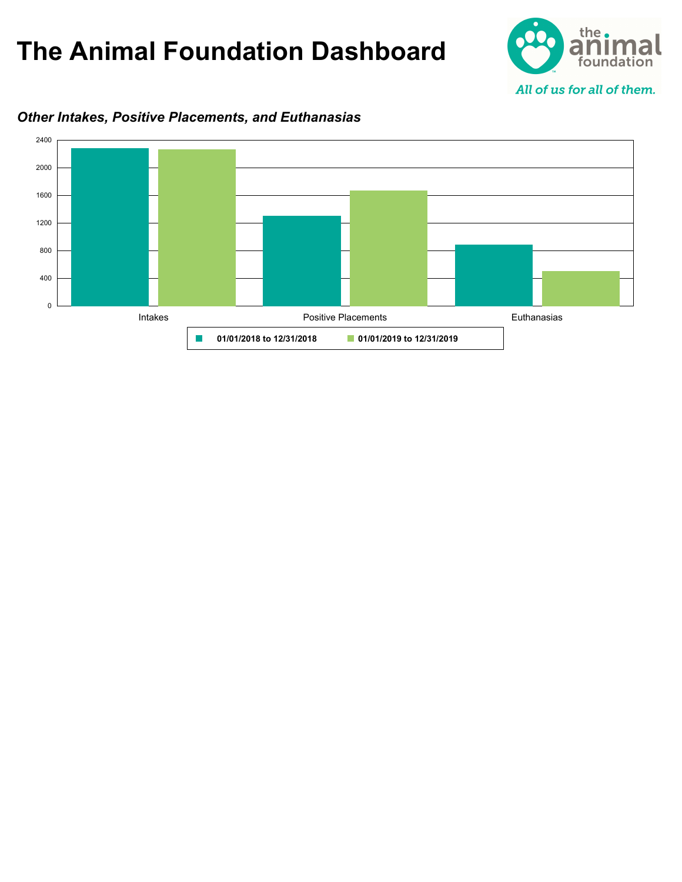# The Animal Foundation Dashboard

the animal foundation

*All of us for all of them.*

### *Other Intakes, Positive Placements, and Euthanasias*

2400
2000
1600
1200
800
400
0

Intakes | Positive Placements | Euthanasias

**01/01/2018 to 12/31/2018** **01/01/2019 to 12/31/2019**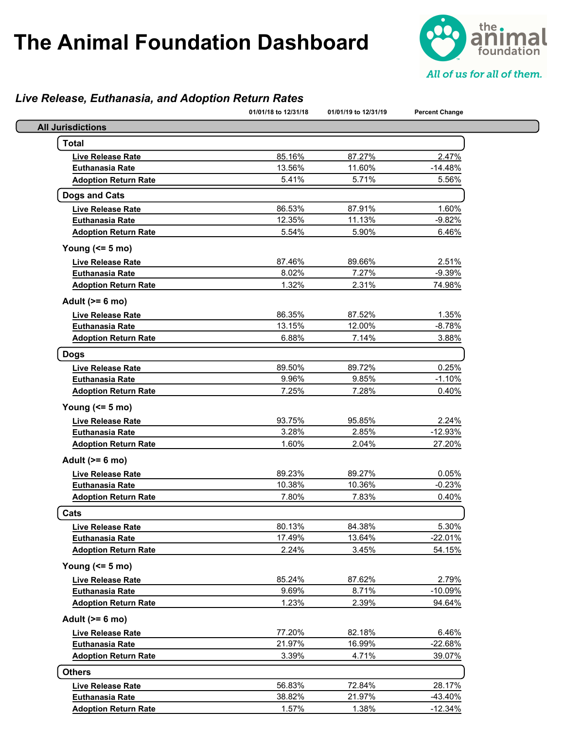# The Animal Foundation Dashboard

the animal foundation

*All of us for all of them.*

## *Live Release, Euthanasia, and Adoption Return Rates*

| | 01/01/18 to 12/31/18 | 01/01/19 to 12/31/19 | Percent Change |
|---|---|---|---|
| **All Jurisdictions** | | | |
| **Total** | | | |
| Live Release Rate | 85.16% | 87.27% | 2.47% |
| Euthanasia Rate | 13.56% | 11.60% | -14.48% |
| Adoption Return Rate | 5.41% | 5.71% | 5.56% |
| **Dogs and Cats** | | | |
| Live Release Rate | 86.53% | 87.91% | 1.60% |
| Euthanasia Rate | 12.35% | 11.13% | -9.82% |
| Adoption Return Rate | 5.54% | 5.90% | 6.46% |
| **Young (<= 5 mo)** | | | |
| Live Release Rate | 87.46% | 89.66% | 2.51% |
| Euthanasia Rate | 8.02% | 7.27% | -9.39% |
| Adoption Return Rate | 1.32% | 2.31% | 74.98% |
| **Adult (>= 6 mo)** | | | |
| Live Release Rate | 86.35% | 87.52% | 1.35% |
| Euthanasia Rate | 13.15% | 12.00% | -8.78% |
| Adoption Return Rate | 6.88% | 7.14% | 3.88% |
| **Dogs** | | | |
| Live Release Rate | 89.50% | 89.72% | 0.25% |
| Euthanasia Rate | 9.96% | 9.85% | -1.10% |
| Adoption Return Rate | 7.25% | 7.28% | 0.40% |
| **Young (<= 5 mo)** | | | |
| Live Release Rate | 93.75% | 95.85% | 2.24% |
| Euthanasia Rate | 3.28% | 2.85% | -12.93% |
| Adoption Return Rate | 1.60% | 2.04% | 27.20% |
| **Adult (>= 6 mo)** | | | |
| Live Release Rate | 89.23% | 89.27% | 0.05% |
| Euthanasia Rate | 10.38% | 10.36% | -0.23% |
| Adoption Return Rate | 7.80% | 7.83% | 0.40% |
| **Cats** | | | |
| Live Release Rate | 80.13% | 84.38% | 5.30% |
| Euthanasia Rate | 17.49% | 13.64% | -22.01% |
| Adoption Return Rate | 2.24% | 3.45% | 54.15% |
| **Young (<= 5 mo)** | | | |
| Live Release Rate | 85.24% | 87.62% | 2.79% |
| Euthanasia Rate | 9.69% | 8.71% | -10.09% |
| Adoption Return Rate | 1.23% | 2.39% | 94.64% |
| **Adult (>= 6 mo)** | | | |
| Live Release Rate | 77.20% | 82.18% | 6.46% |
| Euthanasia Rate | 21.97% | 16.99% | -22.68% |
| Adoption Return Rate | 3.39% | 4.71% | 39.07% |
| **Others** | | | |
| Live Release Rate | 56.83% | 72.84% | 28.17% |
| Euthanasia Rate | 38.82% | 21.97% | -43.40% |
| Adoption Return Rate | 1.57% | 1.38% | -12.34% |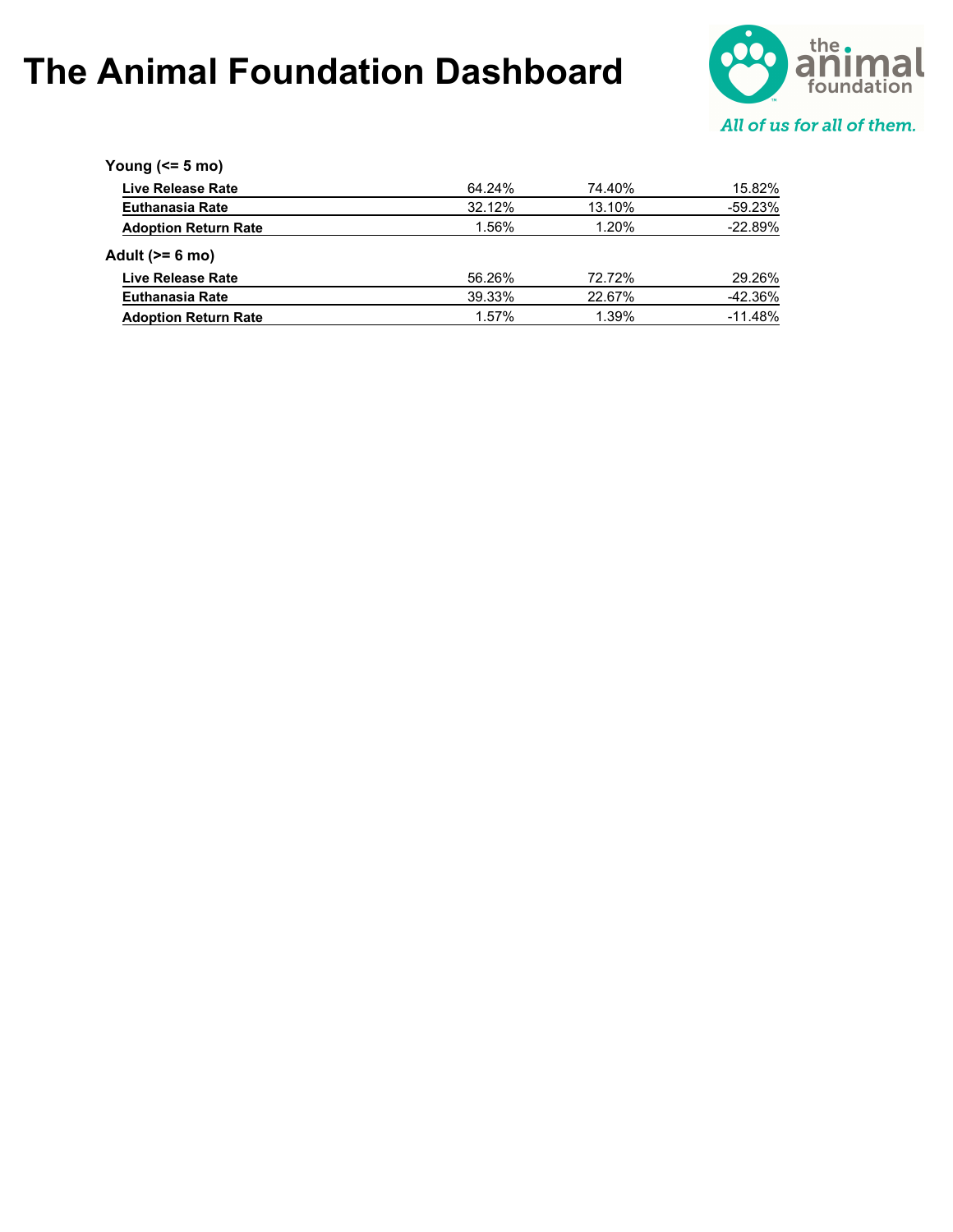# The Animal Foundation Dashboard

| | | | |
|---|---|---|---|
| **Young (<= 5 mo)** | | | |
| **Live Release Rate** | 64.24% | 74.40% | 15.82% |
| **Euthanasia Rate** | 32.12% | 13.10% | -59.23% |
| **Adoption Return Rate** | 1.56% | 1.20% | -22.89% |
| **Adult (>= 6 mo)** | | | |
| **Live Release Rate** | 56.26% | 72.72% | 29.26% |
| **Euthanasia Rate** | 39.33% | 22.67% | -42.36% |
| **Adoption Return Rate** | 1.57% | 1.39% | -11.48% |